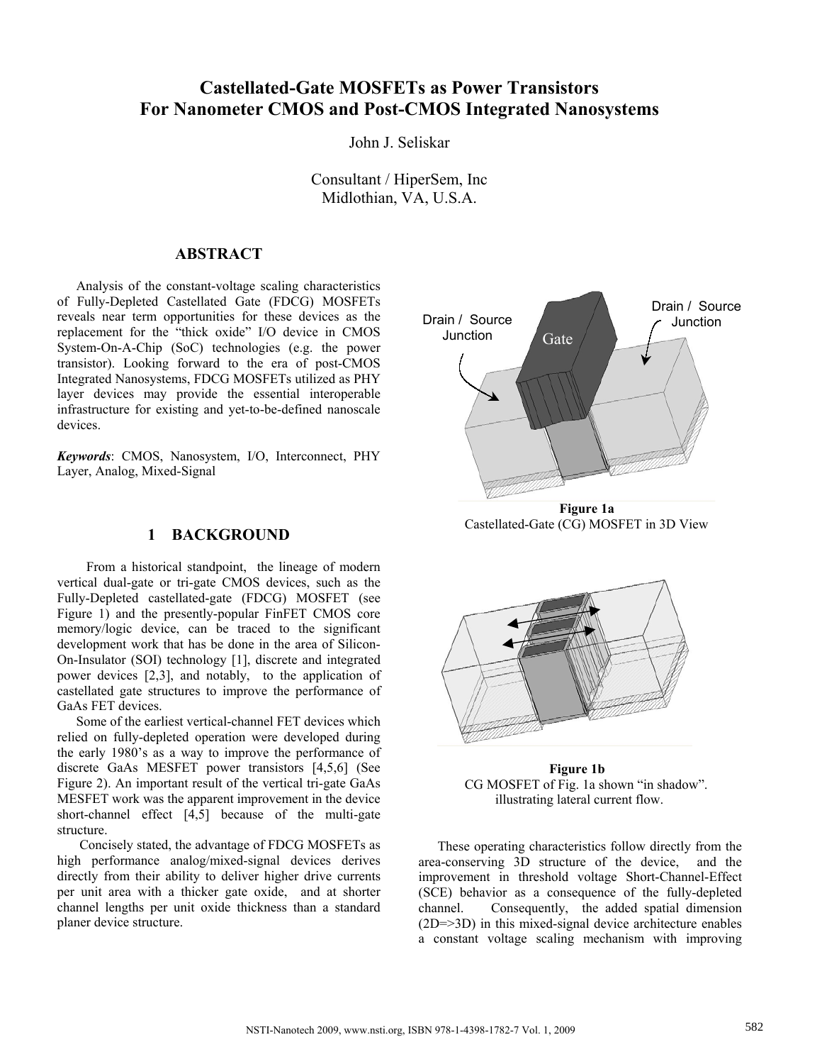# Castellated-Gate MOSFETs as Power Transistors For Nanometer CMOS and Post-CMOS Integrated Nanosystems

John J. Seliskar

Consultant / HiperSem, Inc
Midlothian, VA, U.S.A.

## ABSTRACT

Analysis of the constant-voltage scaling characteristics of Fully-Depleted Castellated Gate (FDCG) MOSFETs reveals near term opportunities for these devices as the replacement for the "thick oxide" I/O device in CMOS System-On-A-Chip (SoC) technologies (e.g. the power transistor). Looking forward to the era of post-CMOS Integrated Nanosystems, FDCG MOSFETs utilized as PHY layer devices may provide the essential interoperable infrastructure for existing and yet-to-be-defined nanoscale devices.

***Keywords***: CMOS, Nanosystem, I/O, Interconnect, PHY Layer, Analog, Mixed-Signal

## 1 BACKGROUND

From a historical standpoint, the lineage of modern vertical dual-gate or tri-gate CMOS devices, such as the Fully-Depleted castellated-gate (FDCG) MOSFET (see Figure 1) and the presently-popular FinFET CMOS core memory/logic device, can be traced to the significant development work that has be done in the area of Silicon-On-Insulator (SOI) technology [1], discrete and integrated power devices [2,3], and notably, to the application of castellated gate structures to improve the performance of GaAs FET devices.

Some of the earliest vertical-channel FET devices which relied on fully-depleted operation were developed during the early 1980's as a way to improve the performance of discrete GaAs MESFET power transistors [4,5,6] (See Figure 2). An important result of the vertical tri-gate GaAs MESFET work was the apparent improvement in the device short-channel effect [4,5] because of the multi-gate structure.

Concisely stated, the advantage of FDCG MOSFETs as high performance analog/mixed-signal devices derives directly from their ability to deliver higher drive currents per unit area with a thicker gate oxide, and at shorter channel lengths per unit oxide thickness than a standard planer device structure.

Drain / Source Junction
Gate
Drain / Source Junction

**Figure 1a**
Castellated-Gate (CG) MOSFET in 3D View

**Figure 1b**
CG MOSFET of Fig. 1a shown "in shadow". illustrating lateral current flow.

These operating characteristics follow directly from the area-conserving 3D structure of the device, and the improvement in threshold voltage Short-Channel-Effect (SCE) behavior as a consequence of the fully-depleted channel. Consequently, the added spatial dimension (2D=>3D) in this mixed-signal device architecture enables a constant voltage scaling mechanism with improving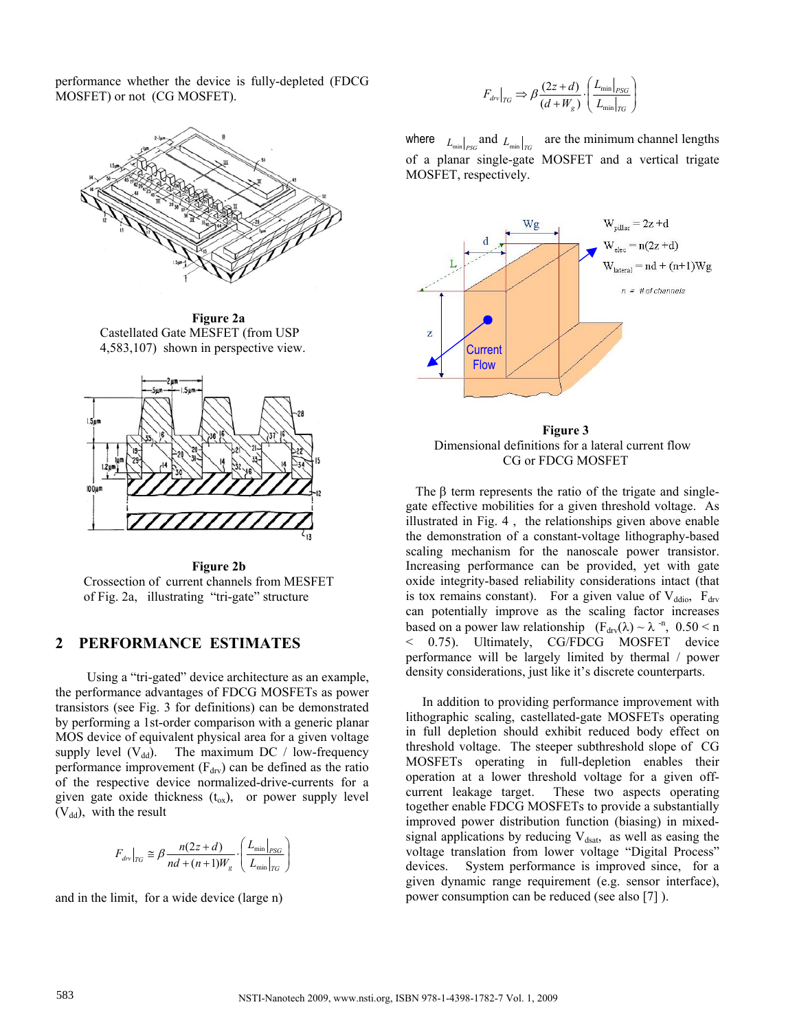performance whether the device is fully-depleted (FDCG MOSFET) or not (CG MOSFET).

**Figure 2a**
Castellated Gate MESFET (from USP 4,583,107) shown in perspective view.

**Figure 2b**
Crossection of current channels from MESFET of Fig. 2a, illustrating "tri-gate" structure

## 2 PERFORMANCE ESTIMATES

Using a "tri-gated" device architecture as an example, the performance advantages of FDCG MOSFETs as power transistors (see Fig. 3 for definitions) can be demonstrated by performing a 1st-order comparison with a generic planar MOS device of equivalent physical area for a given voltage supply level ($V_{dd}$). The maximum DC / low-frequency performance improvement ($F_{drv}$) can be defined as the ratio of the respective device normalized-drive-currents for a given gate oxide thickness ($t_{ox}$), or power supply level ($V_{dd}$), with the result

$$F_{drv}\big|_{TG} \cong \beta \frac{n(2z+d)}{nd+(n+1)W_g} \cdot \left( \frac{L_{\min}\big|_{PSG}}{L_{\min}\big|_{TG}} \right)$$

and in the limit, for a wide device (large n)

$$F_{drv}\big|_{TG} \Rightarrow \beta \frac{(2z+d)}{(d+W_g)} \cdot \left( \frac{L_{\min}\big|_{PSG}}{L_{\min}\big|_{TG}} \right)$$

where $L_{\min}\big|_{PSG}$ and $L_{\min}\big|_{TG}$ are the minimum channel lengths of a planar single-gate MOSFET and a vertical trigate MOSFET, respectively.

$W_{pillar} = 2z + d$

$W_{elec} = n(2z + d)$

$W_{lateral} = nd + (n+1)Wg$

*n = # of channels*

**Figure 3**
Dimensional definitions for a lateral current flow CG or FDCG MOSFET

The β term represents the ratio of the trigate and single-gate effective mobilities for a given threshold voltage. As illustrated in Fig. 4 , the relationships given above enable the demonstration of a constant-voltage lithography-based scaling mechanism for the nanoscale power transistor. Increasing performance can be provided, yet with gate oxide integrity-based reliability considerations intact (that is tox remains constant). For a given value of $V_{ddio}$, $F_{drv}$ can potentially improve as the scaling factor increases based on a power law relationship ($F_{drv}(\lambda) \sim \lambda^{-n}$, $0.50 < n < 0.75$). Ultimately, CG/FDCG MOSFET device performance will be largely limited by thermal / power density considerations, just like it's discrete counterparts.

In addition to providing performance improvement with lithographic scaling, castellated-gate MOSFETs operating in full depletion should exhibit reduced body effect on threshold voltage. The steeper subthreshold slope of CG MOSFETs operating in full-depletion enables their operation at a lower threshold voltage for a given off-current leakage target. These two aspects operating together enable FDCG MOSFETs to provide a substantially improved power distribution function (biasing) in mixed-signal applications by reducing $V_{dsat}$, as well as easing the voltage translation from lower voltage "Digital Process" devices. System performance is improved since, for a given dynamic range requirement (e.g. sensor interface), power consumption can be reduced (see also [7] ).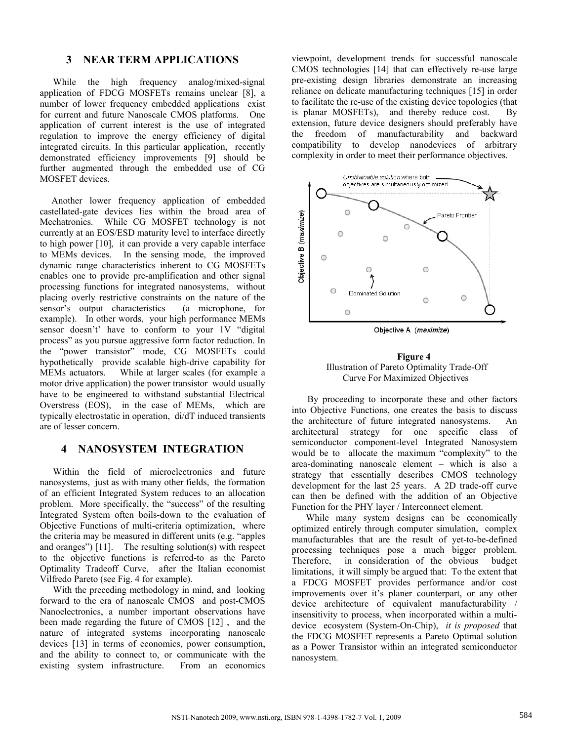## 3 NEAR TERM APPLICATIONS

While the high frequency analog/mixed-signal application of FDCG MOSFETs remains unclear [8], a number of lower frequency embedded applications exist for current and future Nanoscale CMOS platforms. One application of current interest is the use of integrated regulation to improve the energy efficiency of digital integrated circuits. In this particular application, recently demonstrated efficiency improvements [9] should be further augmented through the embedded use of CG MOSFET devices.

Another lower frequency application of embedded castellated-gate devices lies within the broad area of Mechatronics. While CG MOSFET technology is not currently at an EOS/ESD maturity level to interface directly to high power [10], it can provide a very capable interface to MEMs devices. In the sensing mode, the improved dynamic range characteristics inherent to CG MOSFETs enables one to provide pre-amplification and other signal processing functions for integrated nanosystems, without placing overly restrictive constraints on the nature of the sensor's output characteristics (a microphone, for example). In other words, your high performance MEMs sensor doesn't' have to conform to your 1V "digital process" as you pursue aggressive form factor reduction. In the "power transistor" mode, CG MOSFETs could hypothetically provide scalable high-drive capability for MEMs actuators. While at larger scales (for example a motor drive application) the power transistor would usually have to be engineered to withstand substantial Electrical Overstress (EOS), in the case of MEMs, which are typically electrostatic in operation, di/dT induced transients are of lesser concern.

## 4 NANOSYSTEM INTEGRATION

Within the field of microelectronics and future nanosystems, just as with many other fields, the formation of an efficient Integrated System reduces to an allocation problem. More specifically, the "success" of the resulting Integrated System often boils-down to the evaluation of Objective Functions of multi-criteria optimization, where the criteria may be measured in different units (e.g. "apples and oranges") [11]. The resulting solution(s) with respect to the objective functions is referred-to as the Pareto Optimality Tradeoff Curve, after the Italian economist Vilfredo Pareto (see Fig. 4 for example).

With the preceding methodology in mind, and looking forward to the era of nanoscale CMOS and post-CMOS Nanoelectronics, a number important observations have been made regarding the future of CMOS [12] , and the nature of integrated systems incorporating nanoscale devices [13] in terms of economics, power consumption, and the ability to connect to, or communicate with the existing system infrastructure. From an economics viewpoint, development trends for successful nanoscale CMOS technologies [14] that can effectively re-use large pre-existing design libraries demonstrate an increasing reliance on delicate manufacturing techniques [15] in order to facilitate the re-use of the existing device topologies (that is planar MOSFETs), and thereby reduce cost. By extension, future device designers should preferably have the freedom of manufacturability and backward compatibility to develop nanodevices of arbitrary complexity in order to meet their performance objectives.

**Figure 4**
Illustration of Pareto Optimality Trade-Off Curve For Maximized Objectives

By proceeding to incorporate these and other factors into Objective Functions, one creates the basis to discuss the architecture of future integrated nanosystems. An architectural strategy for one specific class of semiconductor component-level Integrated Nanosystem would be to allocate the maximum "complexity" to the area-dominating nanoscale element – which is also a strategy that essentially describes CMOS technology development for the last 25 years. A 2D trade-off curve can then be defined with the addition of an Objective Function for the PHY layer / Interconnect element.

While many system designs can be economically optimized entirely through computer simulation, complex manufacturables that are the result of yet-to-be-defined processing techniques pose a much bigger problem. Therefore, in consideration of the obvious budget limitations, it will simply be argued that: To the extent that a FDCG MOSFET provides performance and/or cost improvements over it's planer counterpart, or any other device architecture of equivalent manufacturability / insensitivity to process, when incorporated within a multi-device ecosystem (System-On-Chip), *it is proposed* that the FDCG MOSFET represents a Pareto Optimal solution as a Power Transistor within an integrated semiconductor nanosystem.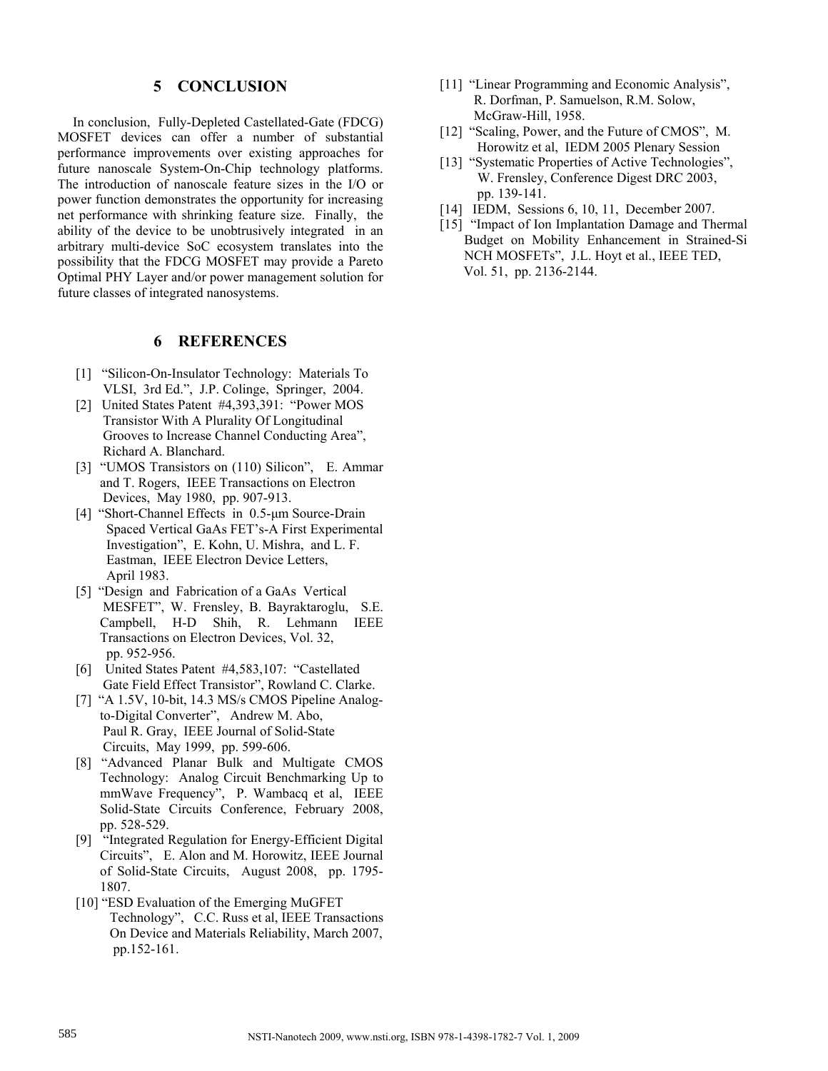## 5 CONCLUSION

In conclusion, Fully-Depleted Castellated-Gate (FDCG) MOSFET devices can offer a number of substantial performance improvements over existing approaches for future nanoscale System-On-Chip technology platforms. The introduction of nanoscale feature sizes in the I/O or power function demonstrates the opportunity for increasing net performance with shrinking feature size. Finally, the ability of the device to be unobtrusively integrated in an arbitrary multi-device SoC ecosystem translates into the possibility that the FDCG MOSFET may provide a Pareto Optimal PHY Layer and/or power management solution for future classes of integrated nanosystems.

## 6 REFERENCES

[1] "Silicon-On-Insulator Technology: Materials To VLSI, 3rd Ed.", J.P. Colinge, Springer, 2004.

[2] United States Patent #4,393,391: "Power MOS Transistor With A Plurality Of Longitudinal Grooves to Increase Channel Conducting Area", Richard A. Blanchard.

[3] "UMOS Transistors on (110) Silicon", E. Ammar and T. Rogers, IEEE Transactions on Electron Devices, May 1980, pp. 907-913.

[4] "Short-Channel Effects in 0.5-μm Source-Drain Spaced Vertical GaAs FET's-A First Experimental Investigation", E. Kohn, U. Mishra, and L. F. Eastman, IEEE Electron Device Letters, April 1983.

[5] "Design and Fabrication of a GaAs Vertical MESFET", W. Frensley, B. Bayraktaroglu, S.E. Campbell, H-D Shih, R. Lehmann IEEE Transactions on Electron Devices, Vol. 32, pp. 952-956.

[6] United States Patent #4,583,107: "Castellated Gate Field Effect Transistor", Rowland C. Clarke.

[7] "A 1.5V, 10-bit, 14.3 MS/s CMOS Pipeline Analog-to-Digital Converter", Andrew M. Abo, Paul R. Gray, IEEE Journal of Solid-State Circuits, May 1999, pp. 599-606.

[8] "Advanced Planar Bulk and Multigate CMOS Technology: Analog Circuit Benchmarking Up to mmWave Frequency", P. Wambacq et al, IEEE Solid-State Circuits Conference, February 2008, pp. 528-529.

[9] "Integrated Regulation for Energy-Efficient Digital Circuits", E. Alon and M. Horowitz, IEEE Journal of Solid-State Circuits, August 2008, pp. 1795-1807.

[10] "ESD Evaluation of the Emerging MuGFET Technology", C.C. Russ et al, IEEE Transactions On Device and Materials Reliability, March 2007, pp.152-161.

[11] "Linear Programming and Economic Analysis", R. Dorfman, P. Samuelson, R.M. Solow, McGraw-Hill, 1958.

[12] "Scaling, Power, and the Future of CMOS", M. Horowitz et al, IEDM 2005 Plenary Session

[13] "Systematic Properties of Active Technologies", W. Frensley, Conference Digest DRC 2003, pp. 139-141.

[14] IEDM, Sessions 6, 10, 11, December 2007.

[15] "Impact of Ion Implantation Damage and Thermal Budget on Mobility Enhancement in Strained-Si NCH MOSFETs", J.L. Hoyt et al., IEEE TED, Vol. 51, pp. 2136-2144.